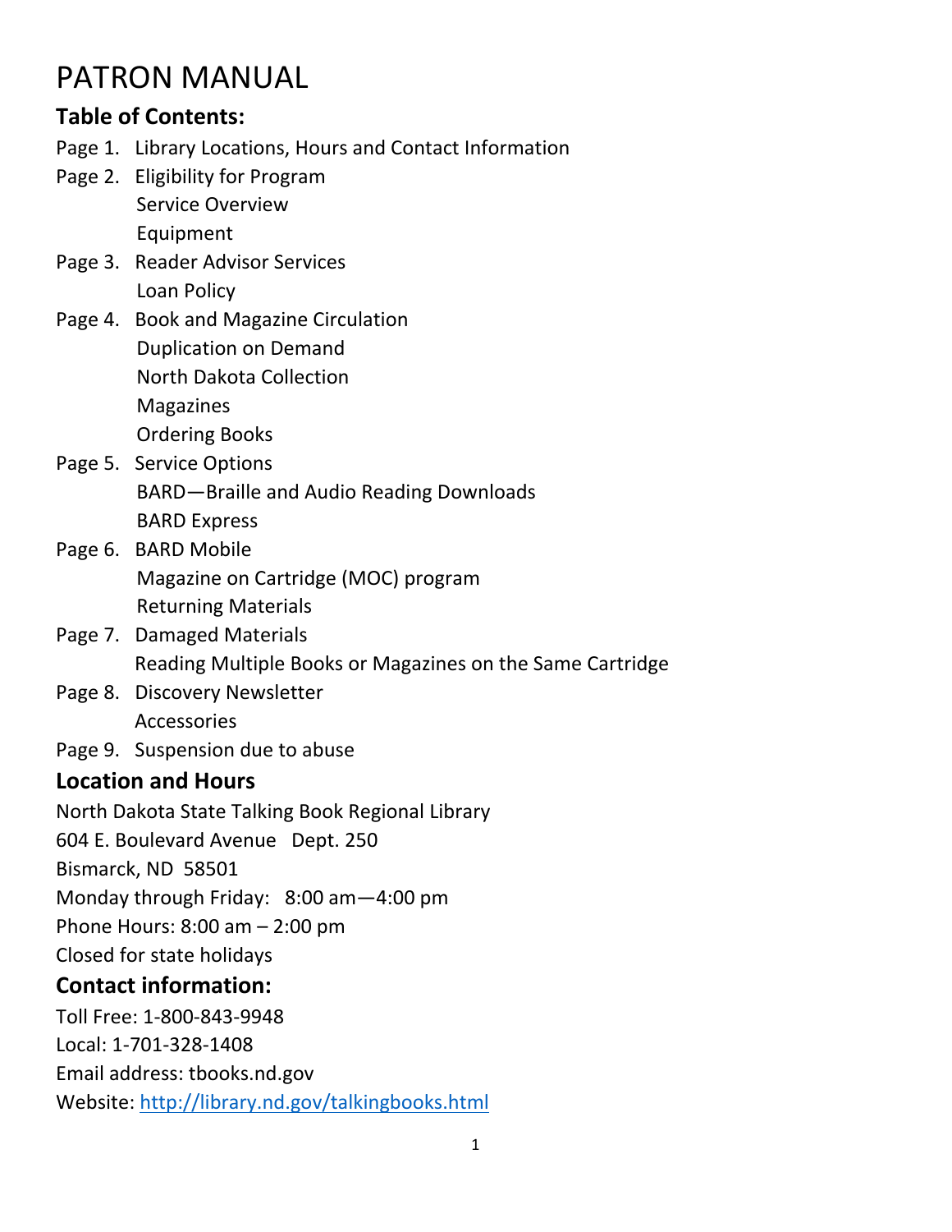# PATRON MANUAL

### Table of Contents:

Page 1. Library Locations, Hours and Contact Information

Page 2. Eligibility for Program
  Service Overview
  Equipment

Page 3. Reader Advisor Services
  Loan Policy

Page 4. Book and Magazine Circulation
  Duplication on Demand
  North Dakota Collection
  Magazines
  Ordering Books

Page 5. Service Options
  BARD—Braille and Audio Reading Downloads
  BARD Express

Page 6. BARD Mobile
  Magazine on Cartridge (MOC) program
  Returning Materials

Page 7. Damaged Materials
  Reading Multiple Books or Magazines on the Same Cartridge

Page 8. Discovery Newsletter
  Accessories

Page 9. Suspension due to abuse

### Location and Hours

North Dakota State Talking Book Regional Library

604 E. Boulevard Avenue  Dept. 250

Bismarck, ND 58501

Monday through Friday: 8:00 am—4:00 pm

Phone Hours: 8:00 am – 2:00 pm

Closed for state holidays

### Contact information:

Toll Free: 1-800-843-9948

Local: 1-701-328-1408

Email address: tbooks.nd.gov

Website: [http://library.nd.gov/talkingbooks.html](http://library.nd.gov/talkingbooks.html)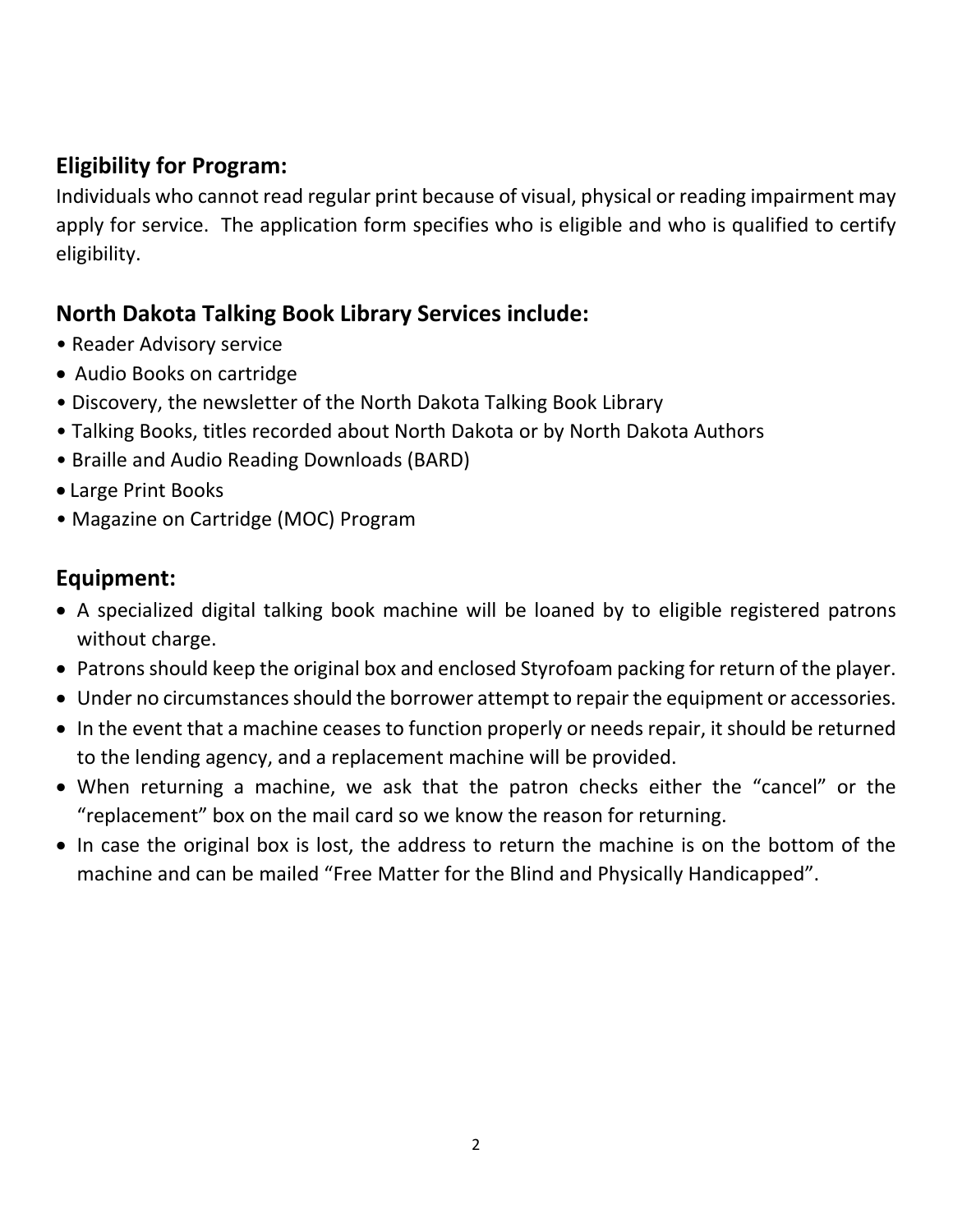## Eligibility for Program:

Individuals who cannot read regular print because of visual, physical or reading impairment may apply for service. The application form specifies who is eligible and who is qualified to certify eligibility.

## North Dakota Talking Book Library Services include:

- Reader Advisory service
- Audio Books on cartridge
- Discovery, the newsletter of the North Dakota Talking Book Library
- Talking Books, titles recorded about North Dakota or by North Dakota Authors
- Braille and Audio Reading Downloads (BARD)
- Large Print Books
- Magazine on Cartridge (MOC) Program

## Equipment:

- A specialized digital talking book machine will be loaned by to eligible registered patrons without charge.
- Patrons should keep the original box and enclosed Styrofoam packing for return of the player.
- Under no circumstances should the borrower attempt to repair the equipment or accessories.
- In the event that a machine ceases to function properly or needs repair, it should be returned to the lending agency, and a replacement machine will be provided.
- When returning a machine, we ask that the patron checks either the "cancel" or the "replacement" box on the mail card so we know the reason for returning.
- In case the original box is lost, the address to return the machine is on the bottom of the machine and can be mailed "Free Matter for the Blind and Physically Handicapped".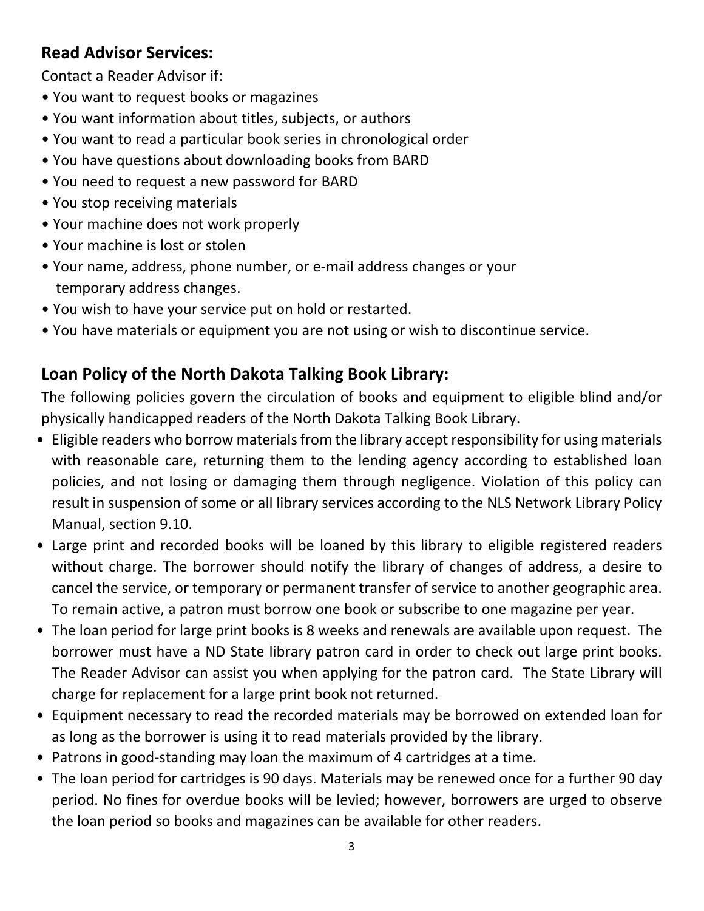## Read Advisor Services:

Contact a Reader Advisor if:

- You want to request books or magazines
- You want information about titles, subjects, or authors
- You want to read a particular book series in chronological order
- You have questions about downloading books from BARD
- You need to request a new password for BARD
- You stop receiving materials
- Your machine does not work properly
- Your machine is lost or stolen
- Your name, address, phone number, or e-mail address changes or your temporary address changes.
- You wish to have your service put on hold or restarted.
- You have materials or equipment you are not using or wish to discontinue service.

## Loan Policy of the North Dakota Talking Book Library:

The following policies govern the circulation of books and equipment to eligible blind and/or physically handicapped readers of the North Dakota Talking Book Library.

- Eligible readers who borrow materials from the library accept responsibility for using materials with reasonable care, returning them to the lending agency according to established loan policies, and not losing or damaging them through negligence. Violation of this policy can result in suspension of some or all library services according to the NLS Network Library Policy Manual, section 9.10.
- Large print and recorded books will be loaned by this library to eligible registered readers without charge. The borrower should notify the library of changes of address, a desire to cancel the service, or temporary or permanent transfer of service to another geographic area. To remain active, a patron must borrow one book or subscribe to one magazine per year.
- The loan period for large print books is 8 weeks and renewals are available upon request. The borrower must have a ND State library patron card in order to check out large print books. The Reader Advisor can assist you when applying for the patron card. The State Library will charge for replacement for a large print book not returned.
- Equipment necessary to read the recorded materials may be borrowed on extended loan for as long as the borrower is using it to read materials provided by the library.
- Patrons in good-standing may loan the maximum of 4 cartridges at a time.
- The loan period for cartridges is 90 days. Materials may be renewed once for a further 90 day period. No fines for overdue books will be levied; however, borrowers are urged to observe the loan period so books and magazines can be available for other readers.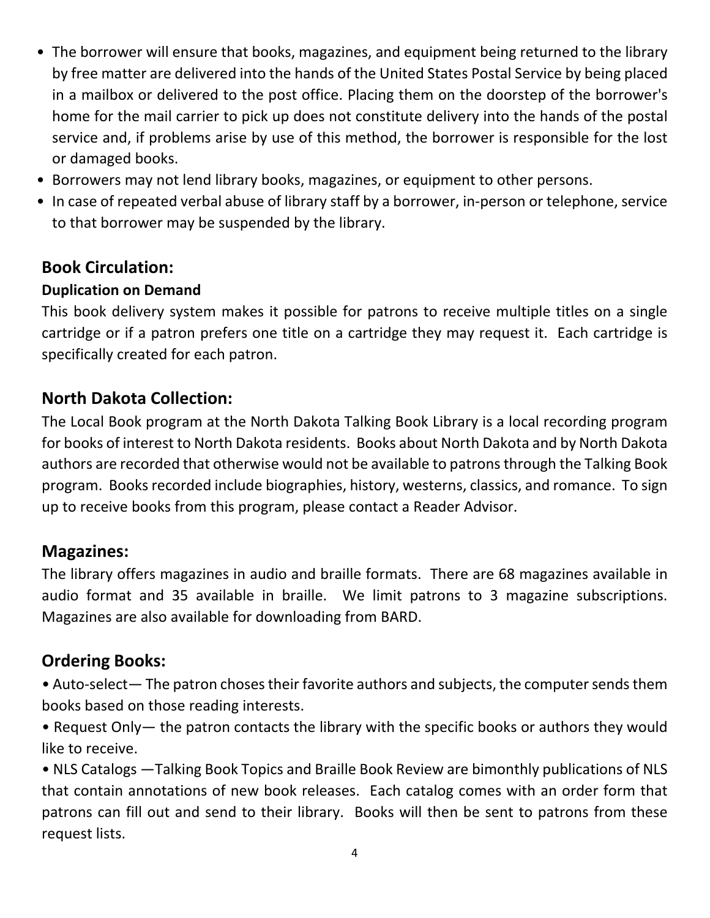- The borrower will ensure that books, magazines, and equipment being returned to the library by free matter are delivered into the hands of the United States Postal Service by being placed in a mailbox or delivered to the post office. Placing them on the doorstep of the borrower's home for the mail carrier to pick up does not constitute delivery into the hands of the postal service and, if problems arise by use of this method, the borrower is responsible for the lost or damaged books.
- Borrowers may not lend library books, magazines, or equipment to other persons.
- In case of repeated verbal abuse of library staff by a borrower, in-person or telephone, service to that borrower may be suspended by the library.

## Book Circulation:

**Duplication on Demand**

This book delivery system makes it possible for patrons to receive multiple titles on a single cartridge or if a patron prefers one title on a cartridge they may request it. Each cartridge is specifically created for each patron.

## North Dakota Collection:

The Local Book program at the North Dakota Talking Book Library is a local recording program for books of interest to North Dakota residents. Books about North Dakota and by North Dakota authors are recorded that otherwise would not be available to patrons through the Talking Book program. Books recorded include biographies, history, westerns, classics, and romance. To sign up to receive books from this program, please contact a Reader Advisor.

## Magazines:

The library offers magazines in audio and braille formats. There are 68 magazines available in audio format and 35 available in braille. We limit patrons to 3 magazine subscriptions. Magazines are also available for downloading from BARD.

## Ordering Books:

- Auto-select— The patron choses their favorite authors and subjects, the computer sends them books based on those reading interests.
- Request Only— the patron contacts the library with the specific books or authors they would like to receive.
- NLS Catalogs —Talking Book Topics and Braille Book Review are bimonthly publications of NLS that contain annotations of new book releases. Each catalog comes with an order form that patrons can fill out and send to their library. Books will then be sent to patrons from these request lists.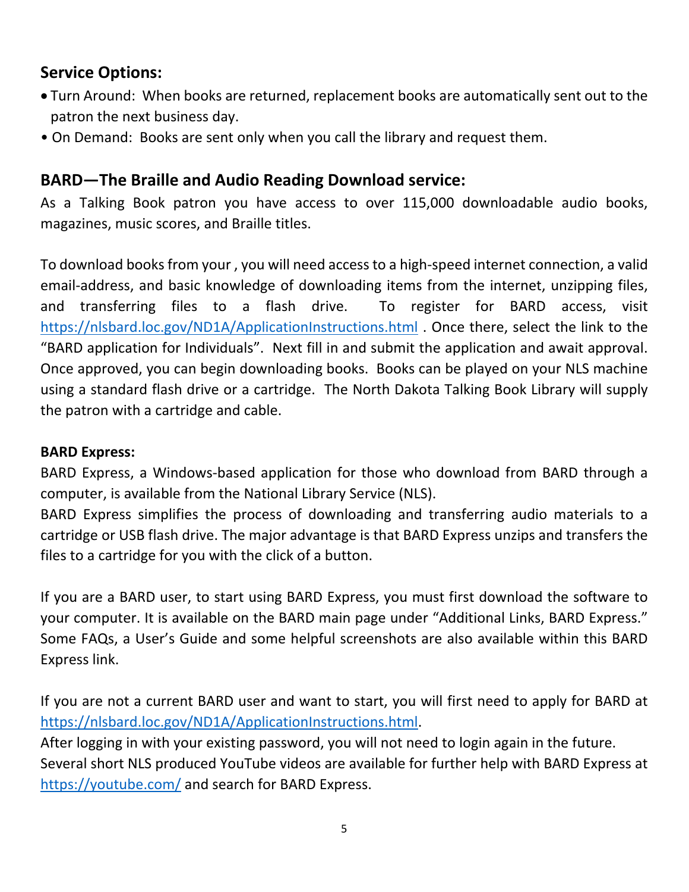## Service Options:

- Turn Around: When books are returned, replacement books are automatically sent out to the patron the next business day.
- On Demand: Books are sent only when you call the library and request them.

## BARD—The Braille and Audio Reading Download service:

As a Talking Book patron you have access to over 115,000 downloadable audio books, magazines, music scores, and Braille titles.

To download books from your , you will need access to a high-speed internet connection, a valid email-address, and basic knowledge of downloading items from the internet, unzipping files, and transferring files to a flash drive. To register for BARD access, visit https://nlsbard.loc.gov/ND1A/ApplicationInstructions.html . Once there, select the link to the "BARD application for Individuals". Next fill in and submit the application and await approval. Once approved, you can begin downloading books. Books can be played on your NLS machine using a standard flash drive or a cartridge. The North Dakota Talking Book Library will supply the patron with a cartridge and cable.

**BARD Express:**

BARD Express, a Windows-based application for those who download from BARD through a computer, is available from the National Library Service (NLS).

BARD Express simplifies the process of downloading and transferring audio materials to a cartridge or USB flash drive. The major advantage is that BARD Express unzips and transfers the files to a cartridge for you with the click of a button.

If you are a BARD user, to start using BARD Express, you must first download the software to your computer. It is available on the BARD main page under "Additional Links, BARD Express." Some FAQs, a User's Guide and some helpful screenshots are also available within this BARD Express link.

If you are not a current BARD user and want to start, you will first need to apply for BARD at https://nlsbard.loc.gov/ND1A/ApplicationInstructions.html.

After logging in with your existing password, you will not need to login again in the future.

Several short NLS produced YouTube videos are available for further help with BARD Express at https://youtube.com/ and search for BARD Express.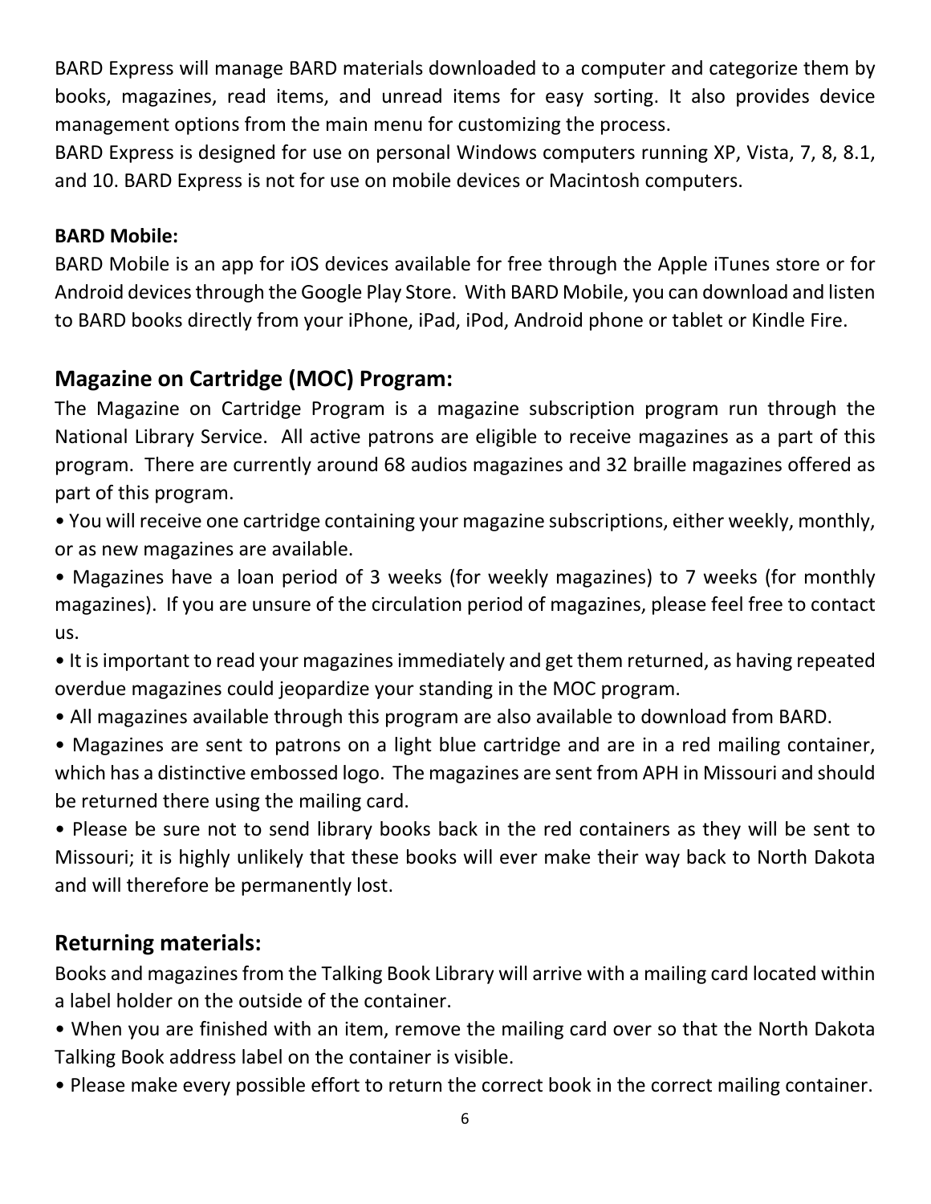BARD Express will manage BARD materials downloaded to a computer and categorize them by books, magazines, read items, and unread items for easy sorting. It also provides device management options from the main menu for customizing the process.

BARD Express is designed for use on personal Windows computers running XP, Vista, 7, 8, 8.1, and 10. BARD Express is not for use on mobile devices or Macintosh computers.

**BARD Mobile:**

BARD Mobile is an app for iOS devices available for free through the Apple iTunes store or for Android devices through the Google Play Store. With BARD Mobile, you can download and listen to BARD books directly from your iPhone, iPad, iPod, Android phone or tablet or Kindle Fire.

## Magazine on Cartridge (MOC) Program:

The Magazine on Cartridge Program is a magazine subscription program run through the National Library Service. All active patrons are eligible to receive magazines as a part of this program. There are currently around 68 audios magazines and 32 braille magazines offered as part of this program.

- You will receive one cartridge containing your magazine subscriptions, either weekly, monthly, or as new magazines are available.
- Magazines have a loan period of 3 weeks (for weekly magazines) to 7 weeks (for monthly magazines). If you are unsure of the circulation period of magazines, please feel free to contact us.
- It is important to read your magazines immediately and get them returned, as having repeated overdue magazines could jeopardize your standing in the MOC program.
- All magazines available through this program are also available to download from BARD.
- Magazines are sent to patrons on a light blue cartridge and are in a red mailing container, which has a distinctive embossed logo. The magazines are sent from APH in Missouri and should be returned there using the mailing card.
- Please be sure not to send library books back in the red containers as they will be sent to Missouri; it is highly unlikely that these books will ever make their way back to North Dakota and will therefore be permanently lost.

## Returning materials:

Books and magazines from the Talking Book Library will arrive with a mailing card located within a label holder on the outside of the container.

- When you are finished with an item, remove the mailing card over so that the North Dakota Talking Book address label on the container is visible.
- Please make every possible effort to return the correct book in the correct mailing container.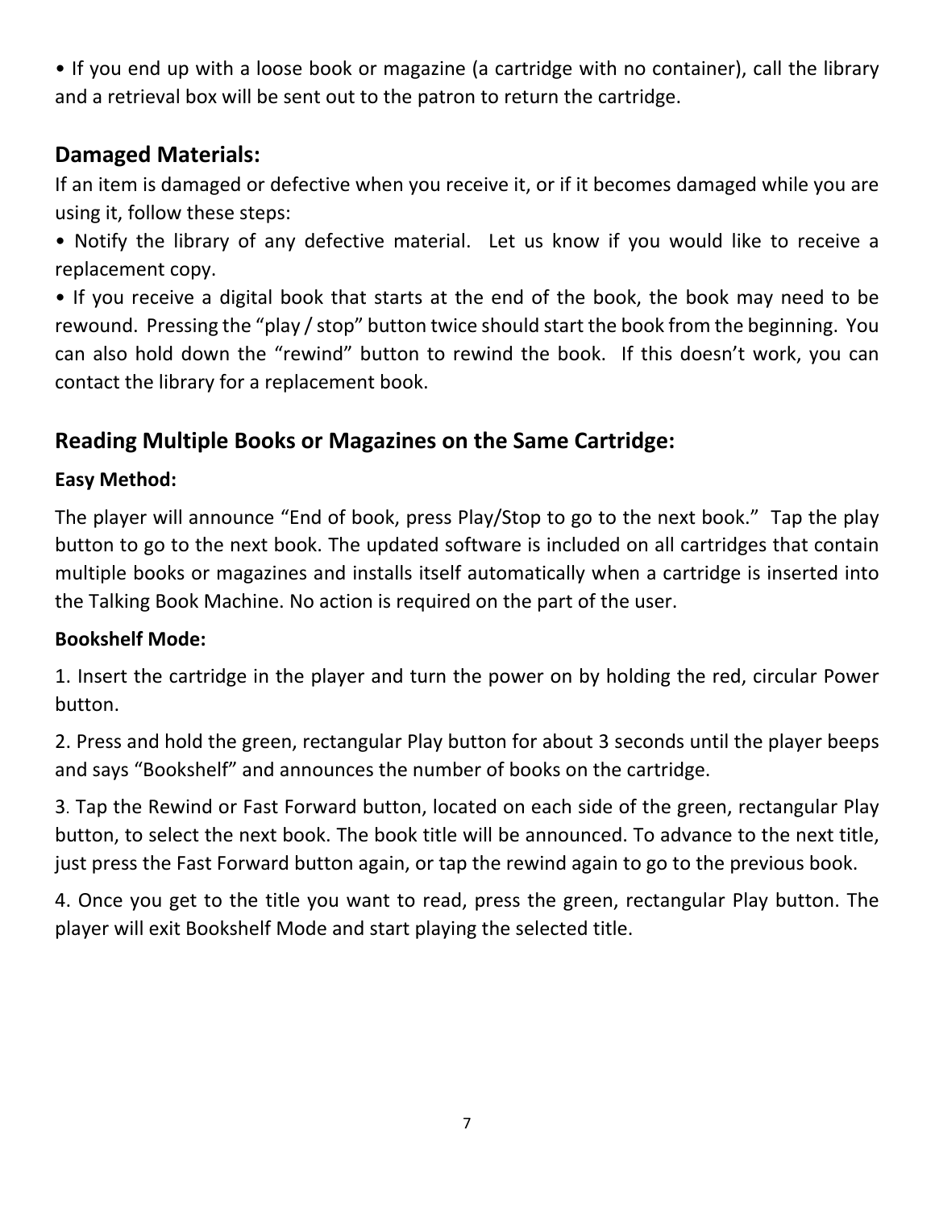• If you end up with a loose book or magazine (a cartridge with no container), call the library and a retrieval box will be sent out to the patron to return the cartridge.

## Damaged Materials:

If an item is damaged or defective when you receive it, or if it becomes damaged while you are using it, follow these steps:

• Notify the library of any defective material. Let us know if you would like to receive a replacement copy.

• If you receive a digital book that starts at the end of the book, the book may need to be rewound. Pressing the "play / stop" button twice should start the book from the beginning. You can also hold down the "rewind" button to rewind the book. If this doesn't work, you can contact the library for a replacement book.

## Reading Multiple Books or Magazines on the Same Cartridge:

**Easy Method:**

The player will announce "End of book, press Play/Stop to go to the next book." Tap the play button to go to the next book. The updated software is included on all cartridges that contain multiple books or magazines and installs itself automatically when a cartridge is inserted into the Talking Book Machine. No action is required on the part of the user.

**Bookshelf Mode:**

1. Insert the cartridge in the player and turn the power on by holding the red, circular Power button.

2. Press and hold the green, rectangular Play button for about 3 seconds until the player beeps and says "Bookshelf" and announces the number of books on the cartridge.

3. Tap the Rewind or Fast Forward button, located on each side of the green, rectangular Play button, to select the next book. The book title will be announced. To advance to the next title, just press the Fast Forward button again, or tap the rewind again to go to the previous book.

4. Once you get to the title you want to read, press the green, rectangular Play button. The player will exit Bookshelf Mode and start playing the selected title.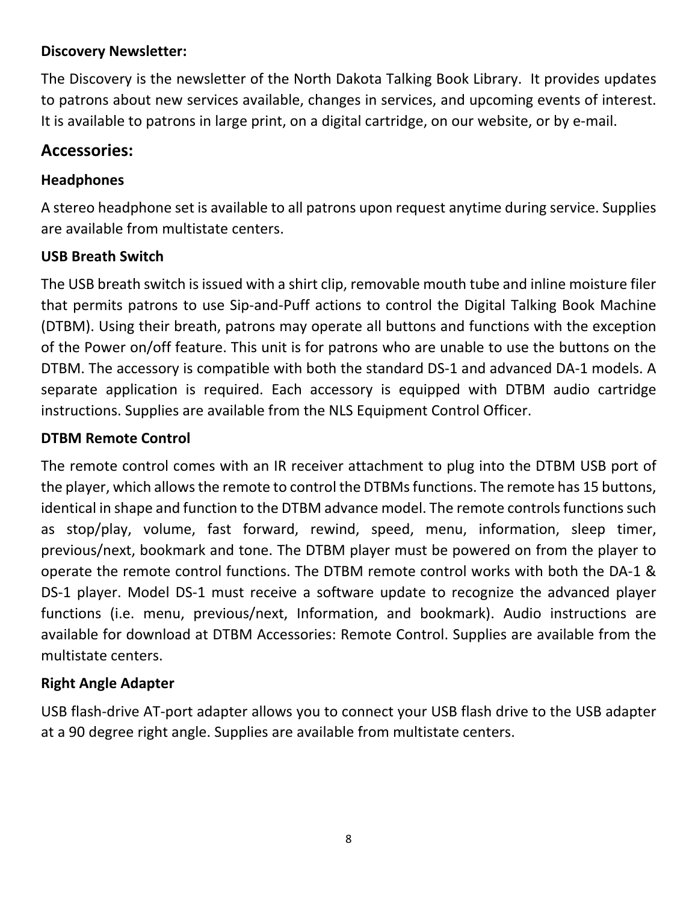**Discovery Newsletter:**

The Discovery is the newsletter of the North Dakota Talking Book Library. It provides updates to patrons about new services available, changes in services, and upcoming events of interest. It is available to patrons in large print, on a digital cartridge, on our website, or by e-mail.

## Accessories:

**Headphones**

A stereo headphone set is available to all patrons upon request anytime during service. Supplies are available from multistate centers.

**USB Breath Switch**

The USB breath switch is issued with a shirt clip, removable mouth tube and inline moisture filer that permits patrons to use Sip-and-Puff actions to control the Digital Talking Book Machine (DTBM). Using their breath, patrons may operate all buttons and functions with the exception of the Power on/off feature. This unit is for patrons who are unable to use the buttons on the DTBM. The accessory is compatible with both the standard DS-1 and advanced DA-1 models. A separate application is required. Each accessory is equipped with DTBM audio cartridge instructions. Supplies are available from the NLS Equipment Control Officer.

**DTBM Remote Control**

The remote control comes with an IR receiver attachment to plug into the DTBM USB port of the player, which allows the remote to control the DTBMs functions. The remote has 15 buttons, identical in shape and function to the DTBM advance model. The remote controls functions such as stop/play, volume, fast forward, rewind, speed, menu, information, sleep timer, previous/next, bookmark and tone. The DTBM player must be powered on from the player to operate the remote control functions. The DTBM remote control works with both the DA-1 & DS-1 player. Model DS-1 must receive a software update to recognize the advanced player functions (i.e. menu, previous/next, Information, and bookmark). Audio instructions are available for download at DTBM Accessories: Remote Control. Supplies are available from the multistate centers.

**Right Angle Adapter**

USB flash-drive AT-port adapter allows you to connect your USB flash drive to the USB adapter at a 90 degree right angle. Supplies are available from multistate centers.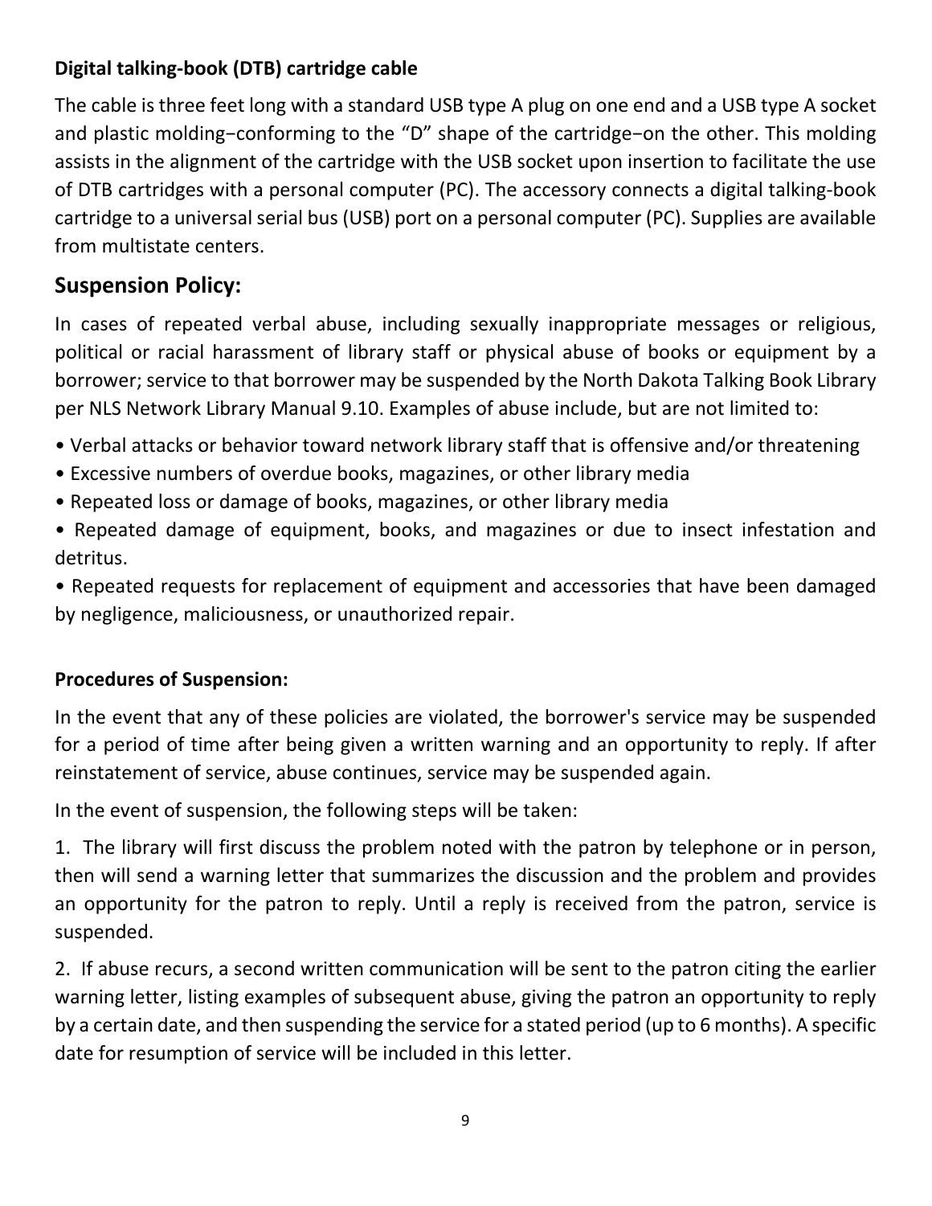**Digital talking-book (DTB) cartridge cable**

The cable is three feet long with a standard USB type A plug on one end and a USB type A socket and plastic molding−conforming to the "D" shape of the cartridge−on the other. This molding assists in the alignment of the cartridge with the USB socket upon insertion to facilitate the use of DTB cartridges with a personal computer (PC). The accessory connects a digital talking-book cartridge to a universal serial bus (USB) port on a personal computer (PC). Supplies are available from multistate centers.

## Suspension Policy:

In cases of repeated verbal abuse, including sexually inappropriate messages or religious, political or racial harassment of library staff or physical abuse of books or equipment by a borrower; service to that borrower may be suspended by the North Dakota Talking Book Library per NLS Network Library Manual 9.10. Examples of abuse include, but are not limited to:

- Verbal attacks or behavior toward network library staff that is offensive and/or threatening
- Excessive numbers of overdue books, magazines, or other library media
- Repeated loss or damage of books, magazines, or other library media
- Repeated damage of equipment, books, and magazines or due to insect infestation and detritus.
- Repeated requests for replacement of equipment and accessories that have been damaged by negligence, maliciousness, or unauthorized repair.

**Procedures of Suspension:**

In the event that any of these policies are violated, the borrower's service may be suspended for a period of time after being given a written warning and an opportunity to reply. If after reinstatement of service, abuse continues, service may be suspended again.

In the event of suspension, the following steps will be taken:

1. The library will first discuss the problem noted with the patron by telephone or in person, then will send a warning letter that summarizes the discussion and the problem and provides an opportunity for the patron to reply. Until a reply is received from the patron, service is suspended.

2. If abuse recurs, a second written communication will be sent to the patron citing the earlier warning letter, listing examples of subsequent abuse, giving the patron an opportunity to reply by a certain date, and then suspending the service for a stated period (up to 6 months). A specific date for resumption of service will be included in this letter.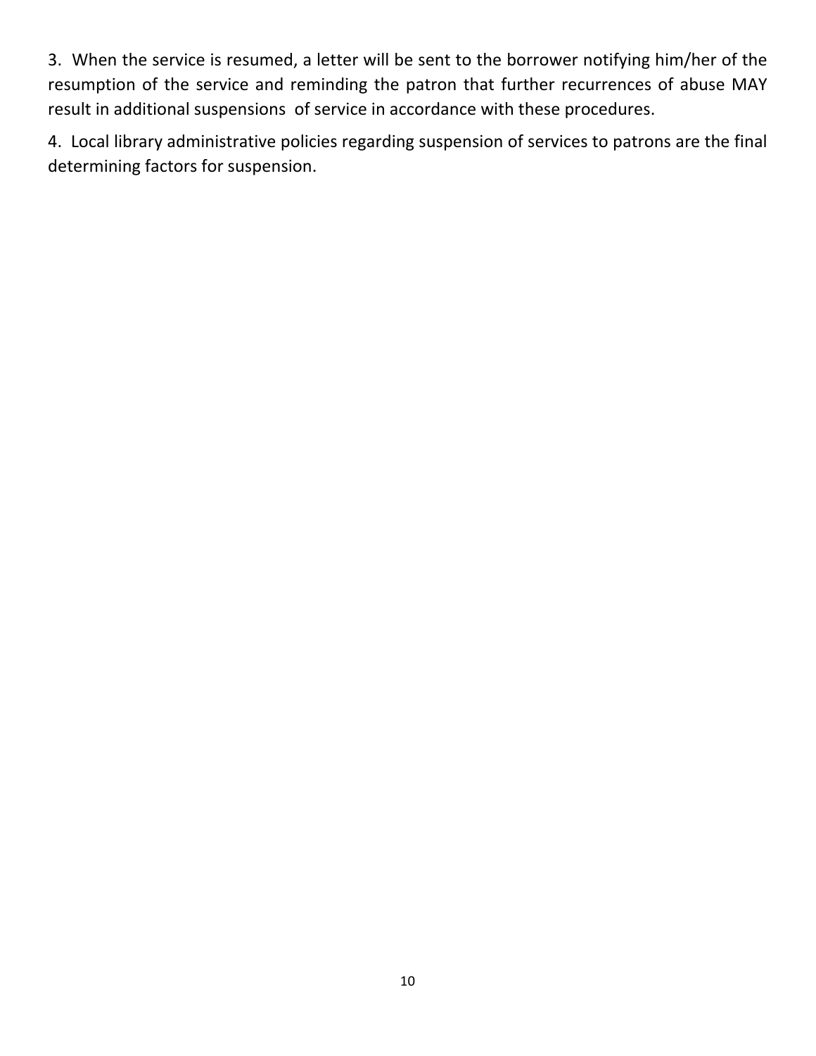3. When the service is resumed, a letter will be sent to the borrower notifying him/her of the resumption of the service and reminding the patron that further recurrences of abuse MAY result in additional suspensions of service in accordance with these procedures.

4. Local library administrative policies regarding suspension of services to patrons are the final determining factors for suspension.